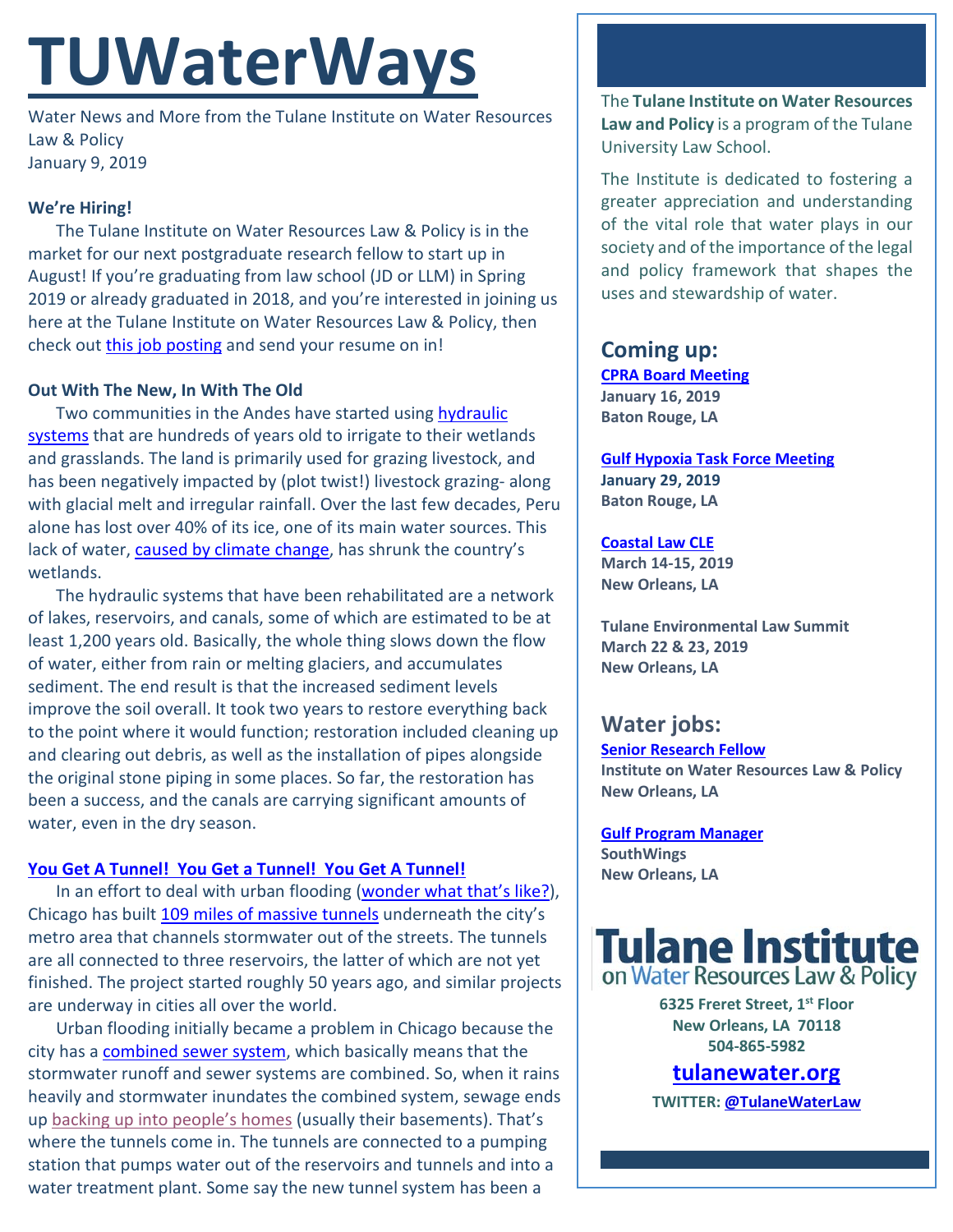# TUWaterWays

Water News and More from the Tulane Institute on Water Resources Law & Policy
January 9, 2019

**We're Hiring!**

The Tulane Institute on Water Resources Law & Policy is in the market for our next postgraduate research fellow to start up in August! If you're graduating from law school (JD or LLM) in Spring 2019 or already graduated in 2018, and you're interested in joining us here at the Tulane Institute on Water Resources Law & Policy, then check out this job posting and send your resume on in!

**Out With The New, In With The Old**

Two communities in the Andes have started using hydraulic systems that are hundreds of years old to irrigate to their wetlands and grasslands. The land is primarily used for grazing livestock, and has been negatively impacted by (plot twist!) livestock grazing- along with glacial melt and irregular rainfall. Over the last few decades, Peru alone has lost over 40% of its ice, one of its main water sources. This lack of water, caused by climate change, has shrunk the country's wetlands.

The hydraulic systems that have been rehabilitated are a network of lakes, reservoirs, and canals, some of which are estimated to be at least 1,200 years old. Basically, the whole thing slows down the flow of water, either from rain or melting glaciers, and accumulates sediment. The end result is that the increased sediment levels improve the soil overall. It took two years to restore everything back to the point where it would function; restoration included cleaning up and clearing out debris, as well as the installation of pipes alongside the original stone piping in some places. So far, the restoration has been a success, and the canals are carrying significant amounts of water, even in the dry season.

**You Get A Tunnel! You Get a Tunnel! You Get A Tunnel!**

In an effort to deal with urban flooding (wonder what that's like?), Chicago has built 109 miles of massive tunnels underneath the city's metro area that channels stormwater out of the streets. The tunnels are all connected to three reservoirs, the latter of which are not yet finished. The project started roughly 50 years ago, and similar projects are underway in cities all over the world.

Urban flooding initially became a problem in Chicago because the city has a combined sewer system, which basically means that the stormwater runoff and sewer systems are combined. So, when it rains heavily and stormwater inundates the combined system, sewage ends up backing up into people's homes (usually their basements). That's where the tunnels come in. The tunnels are connected to a pumping station that pumps water out of the reservoirs and tunnels and into a water treatment plant. Some say the new tunnel system has been a

The **Tulane Institute on Water Resources Law and Policy** is a program of the Tulane University Law School.

The Institute is dedicated to fostering a greater appreciation and understanding of the vital role that water plays in our society and of the importance of the legal and policy framework that shapes the uses and stewardship of water.

## Coming up:

**CPRA Board Meeting**
**January 16, 2019**
**Baton Rouge, LA**

**Gulf Hypoxia Task Force Meeting**
**January 29, 2019**
**Baton Rouge, LA**

**Coastal Law CLE**
**March 14-15, 2019**
**New Orleans, LA**

**Tulane Environmental Law Summit**
**March 22 & 23, 2019**
**New Orleans, LA**

## Water jobs:

**Senior Research Fellow**
**Institute on Water Resources Law & Policy**
**New Orleans, LA**

**Gulf Program Manager**
**SouthWings**
**New Orleans, LA**

**Tulane Institute on Water Resources Law & Policy**

**6325 Freret Street, 1st Floor**
**New Orleans, LA 70118**
**504-865-5982**

**tulanewater.org**

**TWITTER: @TulaneWaterLaw**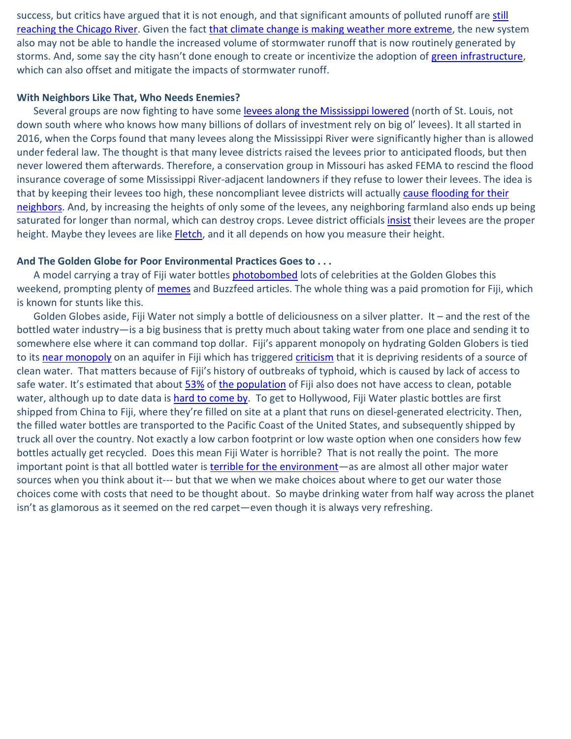success, but critics have argued that it is not enough, and that significant amounts of polluted runoff are still reaching the Chicago River. Given the fact that climate change is making weather more extreme, the new system also may not be able to handle the increased volume of stormwater runoff that is now routinely generated by storms. And, some say the city hasn't done enough to create or incentivize the adoption of green infrastructure, which can also offset and mitigate the impacts of stormwater runoff.

**With Neighbors Like That, Who Needs Enemies?**

Several groups are now fighting to have some levees along the Mississippi lowered (north of St. Louis, not down south where who knows how many billions of dollars of investment rely on big ol' levees). It all started in 2016, when the Corps found that many levees along the Mississippi River were significantly higher than is allowed under federal law. The thought is that many levee districts raised the levees prior to anticipated floods, but then never lowered them afterwards. Therefore, a conservation group in Missouri has asked FEMA to rescind the flood insurance coverage of some Mississippi River-adjacent landowners if they refuse to lower their levees. The idea is that by keeping their levees too high, these noncompliant levee districts will actually cause flooding for their neighbors. And, by increasing the heights of only some of the levees, any neighboring farmland also ends up being saturated for longer than normal, which can destroy crops. Levee district officials insist their levees are the proper height. Maybe they levees are like Fletch, and it all depends on how you measure their height.

**And The Golden Globe for Poor Environmental Practices Goes to . . .**

A model carrying a tray of Fiji water bottles photobombed lots of celebrities at the Golden Globes this weekend, prompting plenty of memes and Buzzfeed articles. The whole thing was a paid promotion for Fiji, which is known for stunts like this.

Golden Globes aside, Fiji Water not simply a bottle of deliciousness on a silver platter. It – and the rest of the bottled water industry—is a big business that is pretty much about taking water from one place and sending it to somewhere else where it can command top dollar. Fiji's apparent monopoly on hydrating Golden Globers is tied to its near monopoly on an aquifer in Fiji which has triggered criticism that it is depriving residents of a source of clean water. That matters because of Fiji's history of outbreaks of typhoid, which is caused by lack of access to safe water. It's estimated that about 53% of the population of Fiji also does not have access to clean, potable water, although up to date data is hard to come by. To get to Hollywood, Fiji Water plastic bottles are first shipped from China to Fiji, where they're filled on site at a plant that runs on diesel-generated electricity. Then, the filled water bottles are transported to the Pacific Coast of the United States, and subsequently shipped by truck all over the country. Not exactly a low carbon footprint or low waste option when one considers how few bottles actually get recycled. Does this mean Fiji Water is horrible? That is not really the point. The more important point is that all bottled water is terrible for the environment—as are almost all other major water sources when you think about it--- but that we when we make choices about where to get our water those choices come with costs that need to be thought about. So maybe drinking water from half way across the planet isn't as glamorous as it seemed on the red carpet—even though it is always very refreshing.